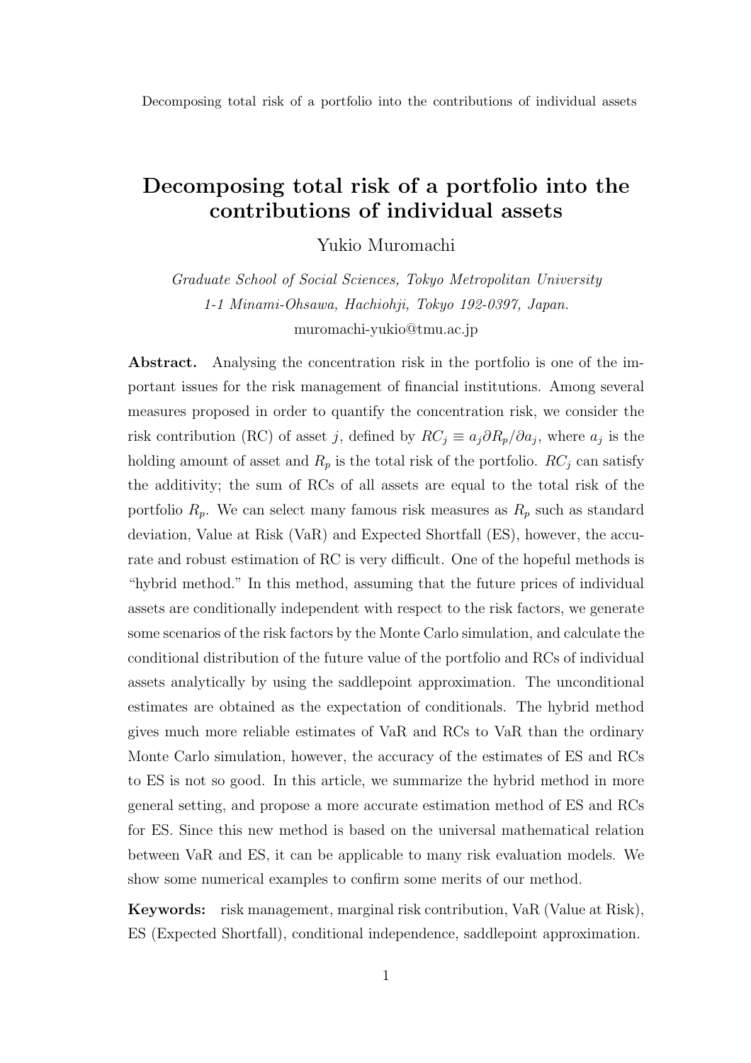# Decomposing total risk of a portfolio into the contributions of individual assets

Yukio Muromachi

*Graduate School of Social Sciences, Tokyo Metropolitan University*
*1-1 Minami-Ohsawa, Hachiohji, Tokyo 192-0397, Japan.*
muromachi-yukio@tmu.ac.jp

**Abstract.** Analysing the concentration risk in the portfolio is one of the important issues for the risk management of financial institutions. Among several measures proposed in order to quantify the concentration risk, we consider the risk contribution (RC) of asset $j$, defined by $RC_j \equiv a_j \partial R_p / \partial a_j$, where $a_j$ is the holding amount of asset and $R_p$ is the total risk of the portfolio. $RC_j$ can satisfy the additivity; the sum of RCs of all assets are equal to the total risk of the portfolio $R_p$. We can select many famous risk measures as $R_p$ such as standard deviation, Value at Risk (VaR) and Expected Shortfall (ES), however, the accurate and robust estimation of RC is very difficult. One of the hopeful methods is "hybrid method." In this method, assuming that the future prices of individual assets are conditionally independent with respect to the risk factors, we generate some scenarios of the risk factors by the Monte Carlo simulation, and calculate the conditional distribution of the future value of the portfolio and RCs of individual assets analytically by using the saddlepoint approximation. The unconditional estimates are obtained as the expectation of conditionals. The hybrid method gives much more reliable estimates of VaR and RCs to VaR than the ordinary Monte Carlo simulation, however, the accuracy of the estimates of ES and RCs to ES is not so good. In this article, we summarize the hybrid method in more general setting, and propose a more accurate estimation method of ES and RCs for ES. Since this new method is based on the universal mathematical relation between VaR and ES, it can be applicable to many risk evaluation models. We show some numerical examples to confirm some merits of our method.

**Keywords:** risk management, marginal risk contribution, VaR (Value at Risk), ES (Expected Shortfall), conditional independence, saddlepoint approximation.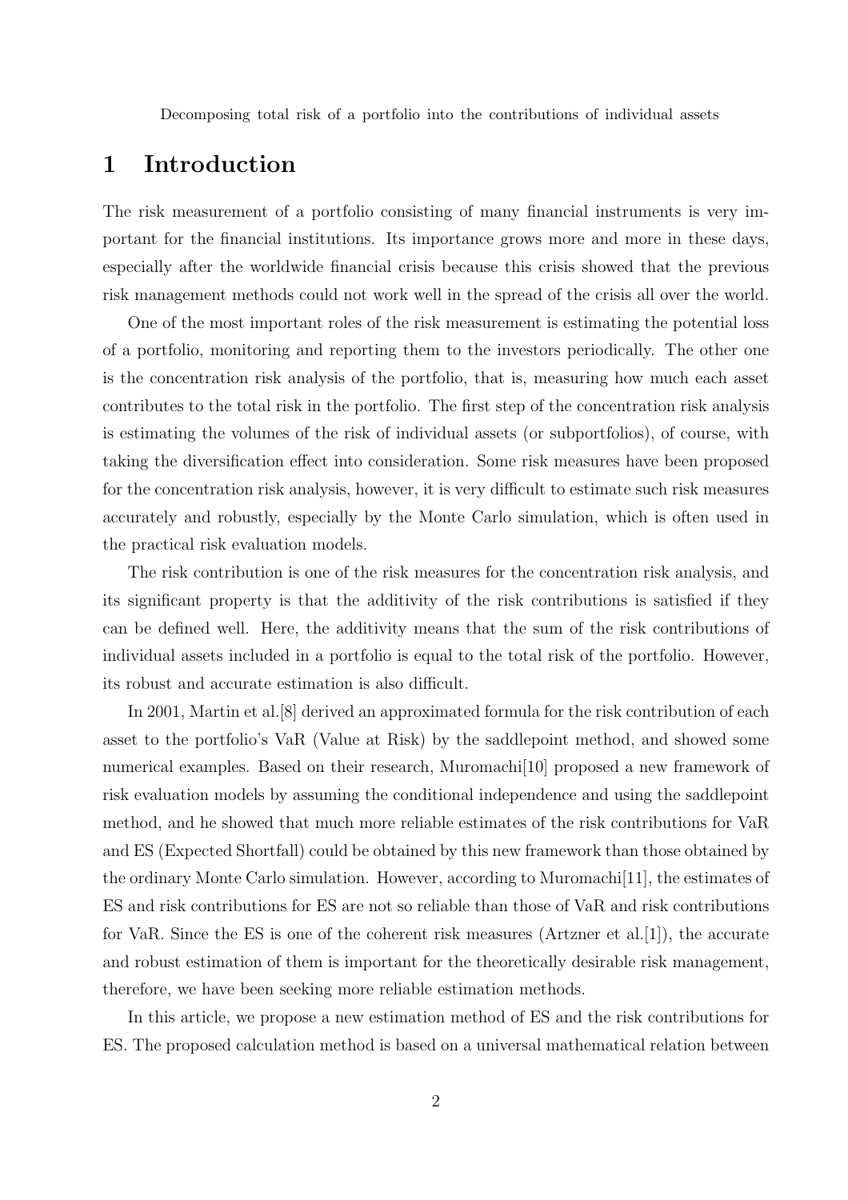## 1 Introduction

The risk measurement of a portfolio consisting of many financial instruments is very important for the financial institutions. Its importance grows more and more in these days, especially after the worldwide financial crisis because this crisis showed that the previous risk management methods could not work well in the spread of the crisis all over the world.

One of the most important roles of the risk measurement is estimating the potential loss of a portfolio, monitoring and reporting them to the investors periodically. The other one is the concentration risk analysis of the portfolio, that is, measuring how much each asset contributes to the total risk in the portfolio. The first step of the concentration risk analysis is estimating the volumes of the risk of individual assets (or subportfolios), of course, with taking the diversification effect into consideration. Some risk measures have been proposed for the concentration risk analysis, however, it is very difficult to estimate such risk measures accurately and robustly, especially by the Monte Carlo simulation, which is often used in the practical risk evaluation models.

The risk contribution is one of the risk measures for the concentration risk analysis, and its significant property is that the additivity of the risk contributions is satisfied if they can be defined well. Here, the additivity means that the sum of the risk contributions of individual assets included in a portfolio is equal to the total risk of the portfolio. However, its robust and accurate estimation is also difficult.

In 2001, Martin et al.[8] derived an approximated formula for the risk contribution of each asset to the portfolio's VaR (Value at Risk) by the saddlepoint method, and showed some numerical examples. Based on their research, Muromachi[10] proposed a new framework of risk evaluation models by assuming the conditional independence and using the saddlepoint method, and he showed that much more reliable estimates of the risk contributions for VaR and ES (Expected Shortfall) could be obtained by this new framework than those obtained by the ordinary Monte Carlo simulation. However, according to Muromachi[11], the estimates of ES and risk contributions for ES are not so reliable than those of VaR and risk contributions for VaR. Since the ES is one of the coherent risk measures (Artzner et al.[1]), the accurate and robust estimation of them is important for the theoretically desirable risk management, therefore, we have been seeking more reliable estimation methods.

In this article, we propose a new estimation method of ES and the risk contributions for ES. The proposed calculation method is based on a universal mathematical relation between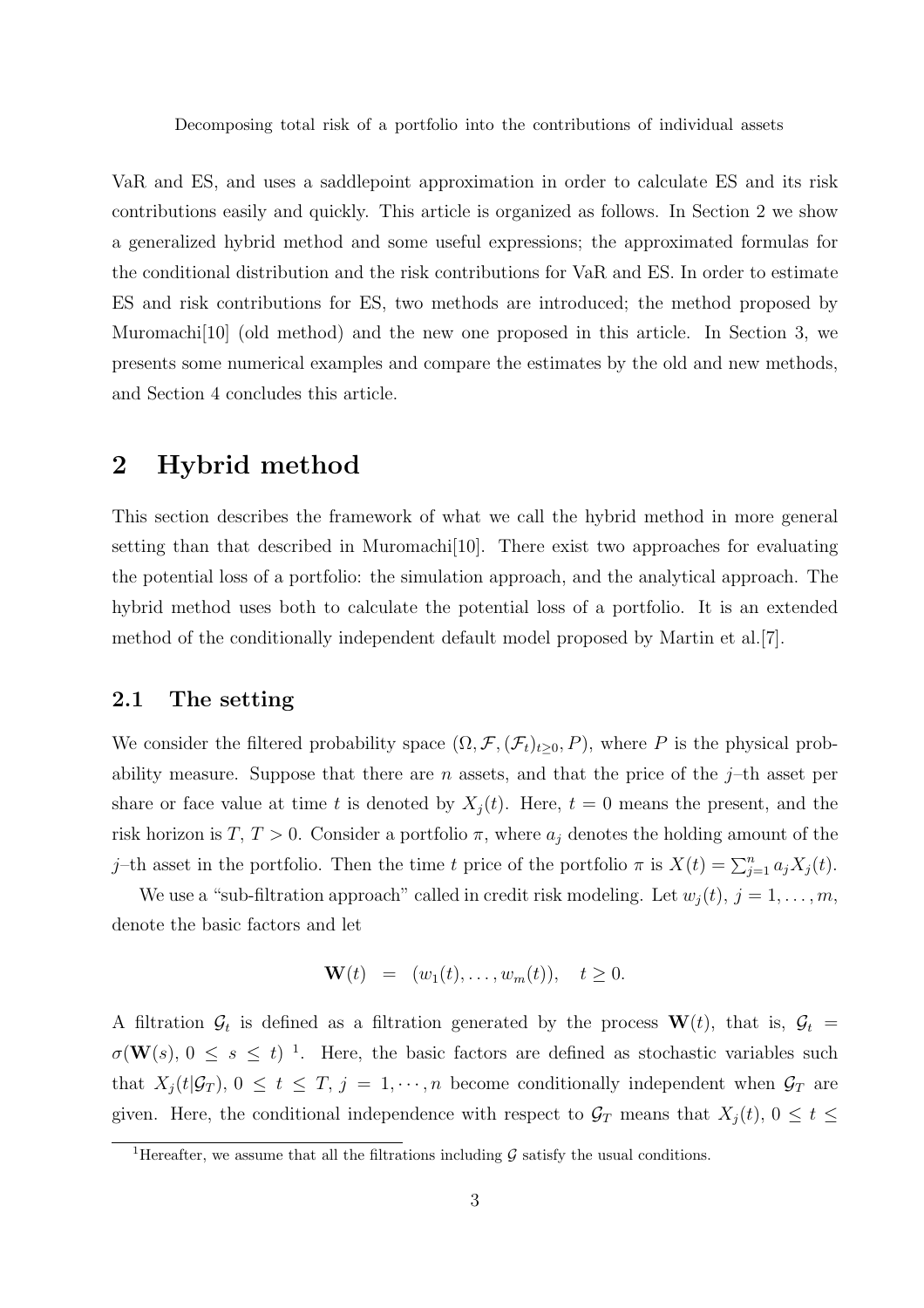VaR and ES, and uses a saddlepoint approximation in order to calculate ES and its risk contributions easily and quickly. This article is organized as follows. In Section 2 we show a generalized hybrid method and some useful expressions; the approximated formulas for the conditional distribution and the risk contributions for VaR and ES. In order to estimate ES and risk contributions for ES, two methods are introduced; the method proposed by Muromachi[10] (old method) and the new one proposed in this article. In Section 3, we presents some numerical examples and compare the estimates by the old and new methods, and Section 4 concludes this article.

## 2 Hybrid method

This section describes the framework of what we call the hybrid method in more general setting than that described in Muromachi[10]. There exist two approaches for evaluating the potential loss of a portfolio: the simulation approach, and the analytical approach. The hybrid method uses both to calculate the potential loss of a portfolio. It is an extended method of the conditionally independent default model proposed by Martin et al.[7].

### 2.1 The setting

We consider the filtered probability space $(\Omega, \mathcal{F}, (\mathcal{F}_t)_{t \geq 0}, P)$, where $P$ is the physical probability measure. Suppose that there are $n$ assets, and that the price of the $j$–th asset per share or face value at time $t$ is denoted by $X_j(t)$. Here, $t = 0$ means the present, and the risk horizon is $T$, $T > 0$. Consider a portfolio $\pi$, where $a_j$ denotes the holding amount of the $j$–th asset in the portfolio. Then the time $t$ price of the portfolio $\pi$ is $X(t) = \sum_{j=1}^{n} a_j X_j(t)$.

We use a "sub-filtration approach" called in credit risk modeling. Let $w_j(t)$, $j = 1, \ldots, m$, denote the basic factors and let

$$\mathbf{W}(t) \;\;=\;\; (w_1(t), \ldots, w_m(t)), \quad t \geq 0.$$

A filtration $\mathcal{G}_t$ is defined as a filtration generated by the process $\mathbf{W}(t)$, that is, $\mathcal{G}_t = \sigma(\mathbf{W}(s),\, 0 \leq s \leq t)$ [1]. Here, the basic factors are defined as stochastic variables such that $X_j(t|\mathcal{G}_T)$, $0 \leq t \leq T$, $j = 1, \cdots, n$ become conditionally independent when $\mathcal{G}_T$ are given. Here, the conditional independence with respect to $\mathcal{G}_T$ means that $X_j(t)$, $0 \leq t \leq$

[1] Hereafter, we assume that all the filtrations including $\mathcal{G}$ satisfy the usual conditions.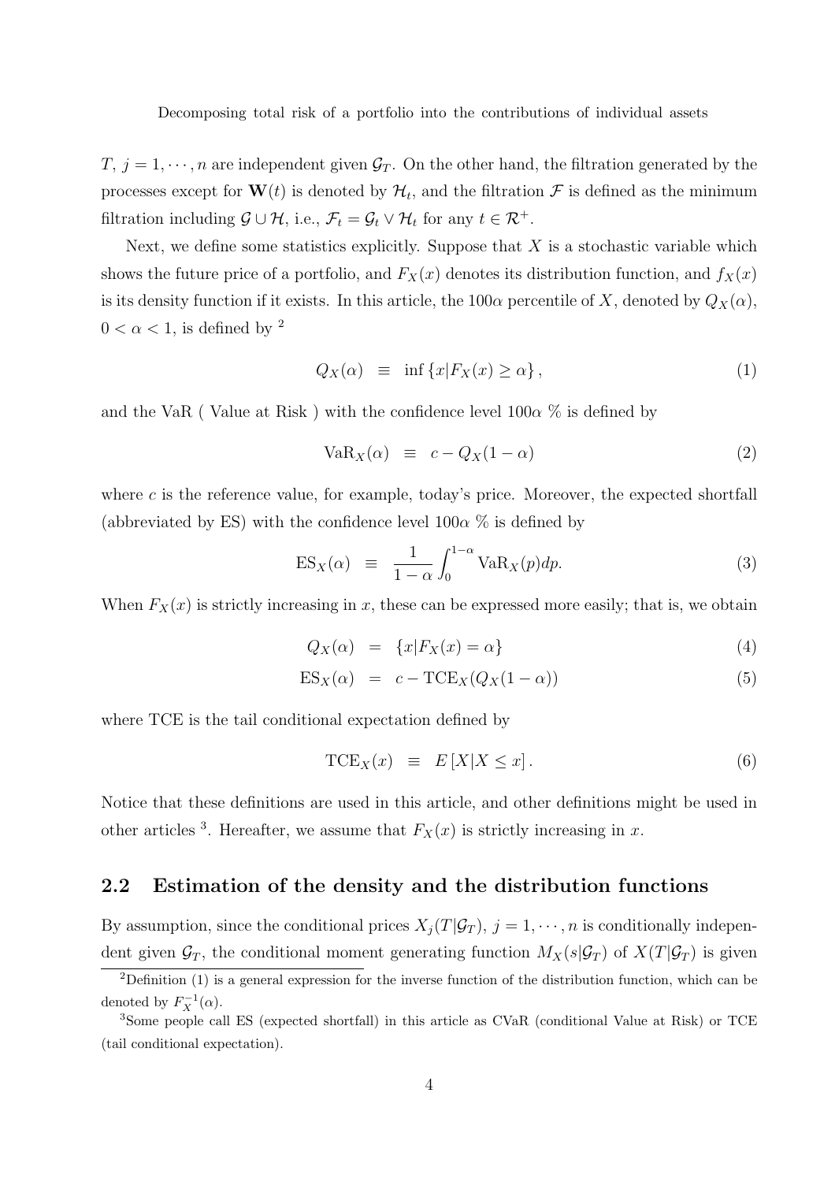$T$, $j = 1, \cdots, n$ are independent given $\mathcal{G}_T$. On the other hand, the filtration generated by the processes except for $\mathbf{W}(t)$ is denoted by $\mathcal{H}_t$, and the filtration $\mathcal{F}$ is defined as the minimum filtration including $\mathcal{G} \cup \mathcal{H}$, i.e., $\mathcal{F}_t = \mathcal{G}_t \vee \mathcal{H}_t$ for any $t \in \mathcal{R}^+$.

Next, we define some statistics explicitly. Suppose that $X$ is a stochastic variable which shows the future price of a portfolio, and $F_X(x)$ denotes its distribution function, and $f_X(x)$ is its density function if it exists. In this article, the $100\alpha$ percentile of $X$, denoted by $Q_X(\alpha)$, $0 < \alpha < 1$, is defined by [2]

$$Q_X(\alpha) \equiv \inf \{x | F_X(x) \geq \alpha\}, \tag{1}$$

and the VaR ( Value at Risk ) with the confidence level $100\alpha$ % is defined by

$$\mathrm{VaR}_X(\alpha) \equiv c - Q_X(1-\alpha) \tag{2}$$

where $c$ is the reference value, for example, today's price. Moreover, the expected shortfall (abbreviated by ES) with the confidence level $100\alpha$ % is defined by

$$\mathrm{ES}_X(\alpha) \equiv \frac{1}{1-\alpha} \int_0^{1-\alpha} \mathrm{VaR}_X(p) dp. \tag{3}$$

When $F_X(x)$ is strictly increasing in $x$, these can be expressed more easily; that is, we obtain

$$Q_X(\alpha) = \{x | F_X(x) = \alpha\} \tag{4}$$

$$\mathrm{ES}_X(\alpha) = c - \mathrm{TCE}_X(Q_X(1-\alpha)) \tag{5}$$

where TCE is the tail conditional expectation defined by

$$\mathrm{TCE}_X(x) \equiv E\left[X | X \leq x\right]. \tag{6}$$

Notice that these definitions are used in this article, and other definitions might be used in other articles [3]. Hereafter, we assume that $F_X(x)$ is strictly increasing in $x$.

## 2.2 Estimation of the density and the distribution functions

By assumption, since the conditional prices $X_j(T|\mathcal{G}_T)$, $j = 1, \cdots, n$ is conditionally independent given $\mathcal{G}_T$, the conditional moment generating function $M_X(s|\mathcal{G}_T)$ of $X(T|\mathcal{G}_T)$ is given

[2] Definition (1) is a general expression for the inverse function of the distribution function, which can be denoted by $F_X^{-1}(\alpha)$.

[3] Some people call ES (expected shortfall) in this article as CVaR (conditional Value at Risk) or TCE (tail conditional expectation).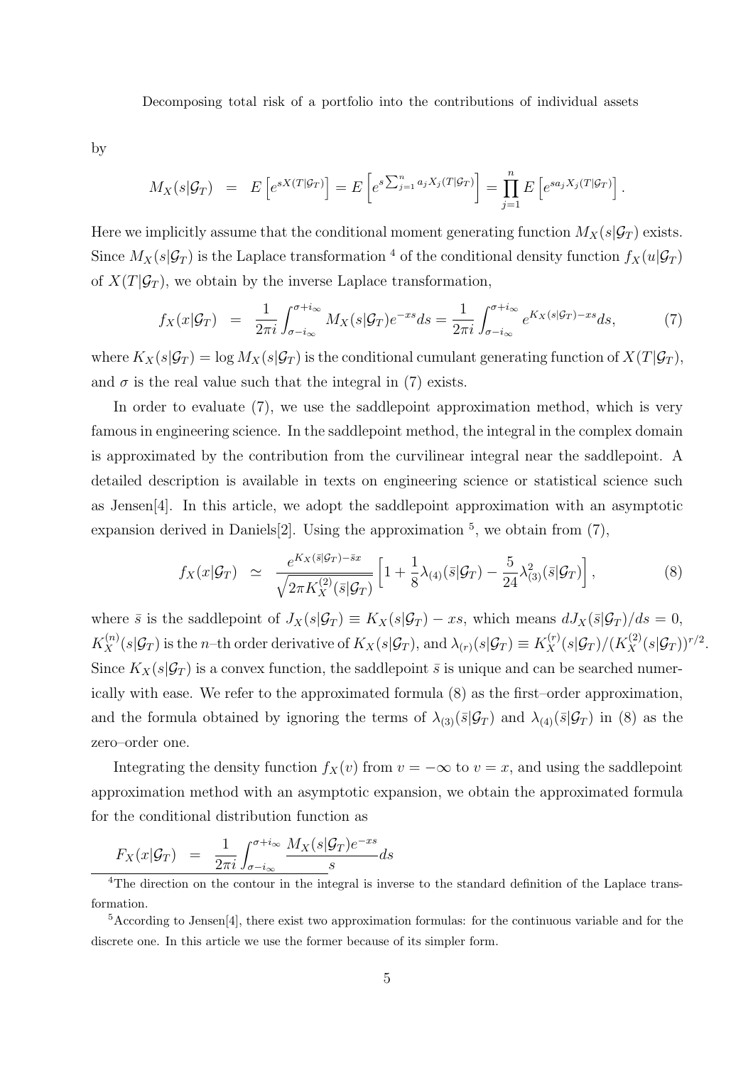by

$$M_X(s|\mathcal{G}_T) \;=\; E\left[e^{sX(T|\mathcal{G}_T)}\right] = E\left[e^{s\sum_{j=1}^{n} a_j X_j(T|\mathcal{G}_T)}\right] = \prod_{j=1}^{n} E\left[e^{sa_j X_j(T|\mathcal{G}_T)}\right].$$

Here we implicitly assume that the conditional moment generating function $M_X(s|\mathcal{G}_T)$ exists. Since $M_X(s|\mathcal{G}_T)$ is the Laplace transformation [4] of the conditional density function $f_X(u|\mathcal{G}_T)$ of $X(T|\mathcal{G}_T)$, we obtain by the inverse Laplace transformation,

$$f_X(x|\mathcal{G}_T) \;=\; \frac{1}{2\pi i}\int_{\sigma-i_\infty}^{\sigma+i_\infty} M_X(s|\mathcal{G}_T)e^{-xs}ds = \frac{1}{2\pi i}\int_{\sigma-i_\infty}^{\sigma+i_\infty} e^{K_X(s|\mathcal{G}_T)-xs}ds, \tag{7}$$

where $K_X(s|\mathcal{G}_T) = \log M_X(s|\mathcal{G}_T)$ is the conditional cumulant generating function of $X(T|\mathcal{G}_T)$, and $\sigma$ is the real value such that the integral in (7) exists.

In order to evaluate (7), we use the saddlepoint approximation method, which is very famous in engineering science. In the saddlepoint method, the integral in the complex domain is approximated by the contribution from the curvilinear integral near the saddlepoint. A detailed description is available in texts on engineering science or statistical science such as Jensen[4]. In this article, we adopt the saddlepoint approximation with an asymptotic expansion derived in Daniels[2]. Using the approximation [5], we obtain from (7),

$$f_X(x|\mathcal{G}_T) \;\simeq\; \frac{e^{K_X(\bar{s}|\mathcal{G}_T)-\bar{s}x}}{\sqrt{2\pi K_X^{(2)}(\bar{s}|\mathcal{G}_T)}}\left[1+\frac{1}{8}\lambda_{(4)}(\bar{s}|\mathcal{G}_T) - \frac{5}{24}\lambda_{(3)}^2(\bar{s}|\mathcal{G}_T)\right], \tag{8}$$

where $\bar{s}$ is the saddlepoint of $J_X(s|\mathcal{G}_T) \equiv K_X(s|\mathcal{G}_T) - xs$, which means $dJ_X(\bar{s}|\mathcal{G}_T)/ds = 0$, $K_X^{(n)}(s|\mathcal{G}_T)$ is the $n$–th order derivative of $K_X(s|\mathcal{G}_T)$, and $\lambda_{(r)}(s|\mathcal{G}_T) \equiv K_X^{(r)}(s|\mathcal{G}_T)/(K_X^{(2)}(s|\mathcal{G}_T))^{r/2}$. Since $K_X(s|\mathcal{G}_T)$ is a convex function, the saddlepoint $\bar{s}$ is unique and can be searched numerically with ease. We refer to the approximated formula (8) as the first–order approximation, and the formula obtained by ignoring the terms of $\lambda_{(3)}(\bar{s}|\mathcal{G}_T)$ and $\lambda_{(4)}(\bar{s}|\mathcal{G}_T)$ in (8) as the zero–order one.

Integrating the density function $f_X(v)$ from $v = -\infty$ to $v = x$, and using the saddlepoint approximation method with an asymptotic expansion, we obtain the approximated formula for the conditional distribution function as

$$F_X(x|\mathcal{G}_T) \;=\; \frac{1}{2\pi i}\int_{\sigma-i_\infty}^{\sigma+i_\infty} \frac{M_X(s|\mathcal{G}_T)e^{-xs}}{s}ds$$

---

[4] The direction on the contour in the integral is inverse to the standard definition of the Laplace transformation.

[5] According to Jensen[4], there exist two approximation formulas: for the continuous variable and for the discrete one. In this article we use the former because of its simpler form.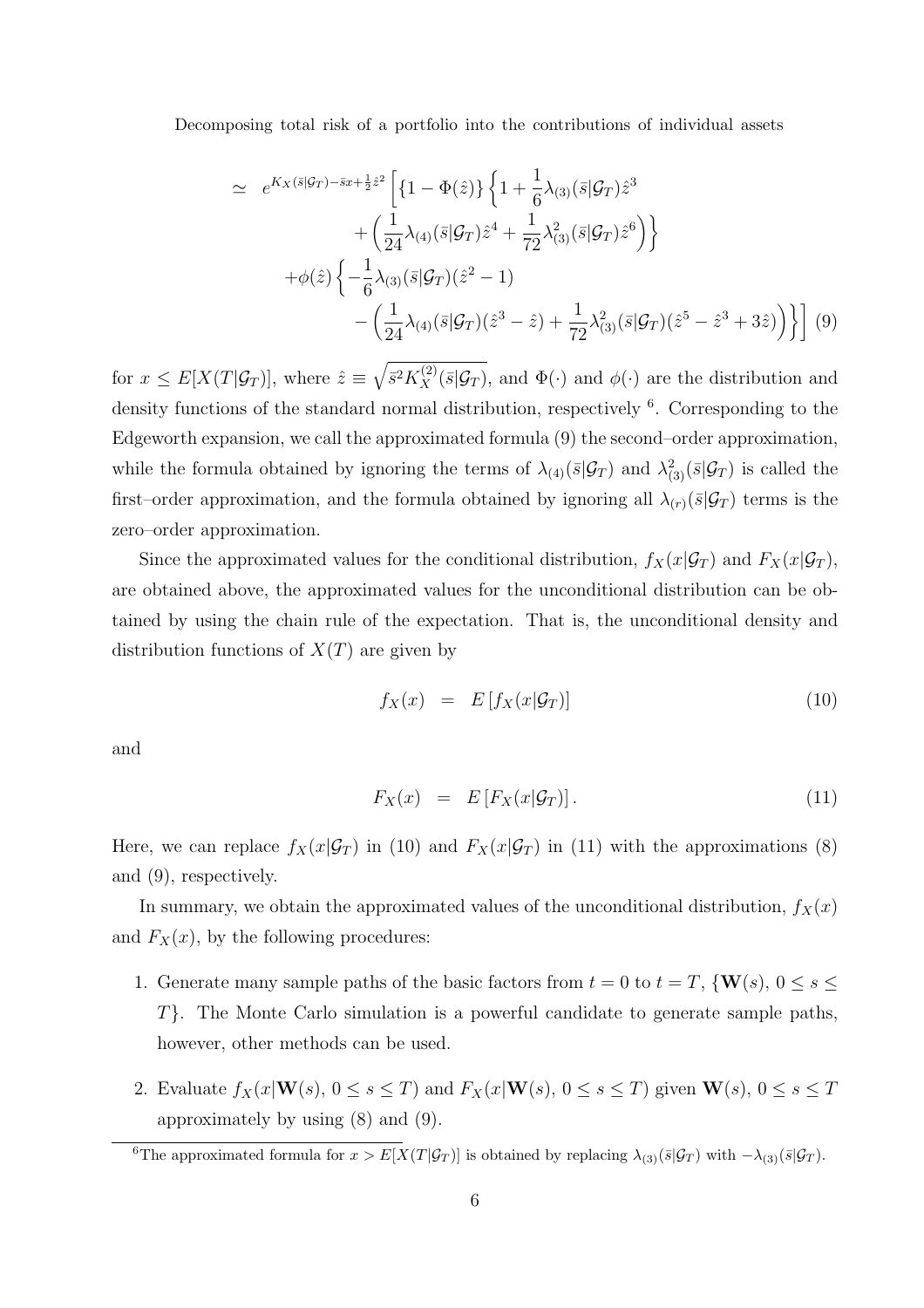$$
\begin{aligned}
\simeq \quad & e^{K_X(\bar{s}|\mathcal{G}_T)-\bar{s}x+\frac{1}{2}\hat{z}^2}\Bigg[\{1-\Phi(\hat{z})\}\Bigg\{1+\frac{1}{6}\lambda_{(3)}(\bar{s}|\mathcal{G}_T)\hat{z}^3 \\
& \qquad +\left(\frac{1}{24}\lambda_{(4)}(\bar{s}|\mathcal{G}_T)\hat{z}^4+\frac{1}{72}\lambda_{(3)}^2(\bar{s}|\mathcal{G}_T)\hat{z}^6\right)\Bigg\} \\
& +\phi(\hat{z})\Bigg\{-\frac{1}{6}\lambda_{(3)}(\bar{s}|\mathcal{G}_T)(\hat{z}^2-1) \\
& \qquad -\left(\frac{1}{24}\lambda_{(4)}(\bar{s}|\mathcal{G}_T)(\hat{z}^3-\hat{z})+\frac{1}{72}\lambda_{(3)}^2(\bar{s}|\mathcal{G}_T)(\hat{z}^5-\hat{z}^3+3\hat{z})\right)\Bigg\}\Bigg] \quad (9)
\end{aligned}
$$

for $x \leq E[X(T|\mathcal{G}_T)]$, where $\hat{z} \equiv \sqrt{\bar{s}^2 K_X^{(2)}(\bar{s}|\mathcal{G}_T)}$, and $\Phi(\cdot)$ and $\phi(\cdot)$ are the distribution and density functions of the standard normal distribution, respectively [6]. Corresponding to the Edgeworth expansion, we call the approximated formula (9) the second–order approximation, while the formula obtained by ignoring the terms of $\lambda_{(4)}(\bar{s}|\mathcal{G}_T)$ and $\lambda_{(3)}^2(\bar{s}|\mathcal{G}_T)$ is called the first–order approximation, and the formula obtained by ignoring all $\lambda_{(r)}(\bar{s}|\mathcal{G}_T)$ terms is the zero–order approximation.

Since the approximated values for the conditional distribution, $f_X(x|\mathcal{G}_T)$ and $F_X(x|\mathcal{G}_T)$, are obtained above, the approximated values for the unconditional distribution can be obtained by using the chain rule of the expectation. That is, the unconditional density and distribution functions of $X(T)$ are given by

$$
f_X(x) \quad = \quad E\left[f_X(x|\mathcal{G}_T)\right] \tag{10}
$$

and

$$
F_X(x) \quad = \quad E\left[F_X(x|\mathcal{G}_T)\right]. \tag{11}
$$

Here, we can replace $f_X(x|\mathcal{G}_T)$ in (10) and $F_X(x|\mathcal{G}_T)$ in (11) with the approximations (8) and (9), respectively.

In summary, we obtain the approximated values of the unconditional distribution, $f_X(x)$ and $F_X(x)$, by the following procedures:

1. Generate many sample paths of the basic factors from $t = 0$ to $t = T$, $\{\mathbf{W}(s),\, 0 \leq s \leq T\}$. The Monte Carlo simulation is a powerful candidate to generate sample paths, however, other methods can be used.
2. Evaluate $f_X(x|\mathbf{W}(s),\, 0 \leq s \leq T)$ and $F_X(x|\mathbf{W}(s),\, 0 \leq s \leq T)$ given $\mathbf{W}(s),\, 0 \leq s \leq T$ approximately by using (8) and (9).

[6] The approximated formula for $x > E[X(T|\mathcal{G}_T)]$ is obtained by replacing $\lambda_{(3)}(\bar{s}|\mathcal{G}_T)$ with $-\lambda_{(3)}(\bar{s}|\mathcal{G}_T)$.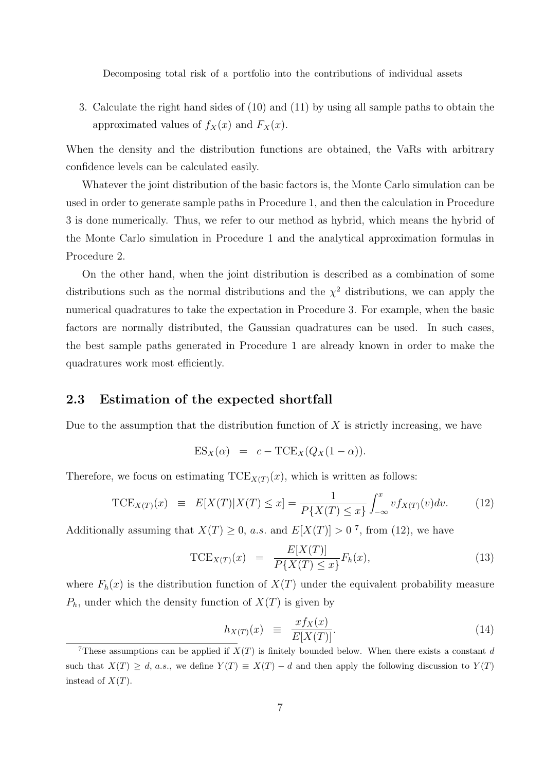3. Calculate the right hand sides of (10) and (11) by using all sample paths to obtain the approximated values of $f_X(x)$ and $F_X(x)$.

When the density and the distribution functions are obtained, the VaRs with arbitrary confidence levels can be calculated easily.

Whatever the joint distribution of the basic factors is, the Monte Carlo simulation can be used in order to generate sample paths in Procedure 1, and then the calculation in Procedure 3 is done numerically. Thus, we refer to our method as hybrid, which means the hybrid of the Monte Carlo simulation in Procedure 1 and the analytical approximation formulas in Procedure 2.

On the other hand, when the joint distribution is described as a combination of some distributions such as the normal distributions and the $\chi^2$ distributions, we can apply the numerical quadratures to take the expectation in Procedure 3. For example, when the basic factors are normally distributed, the Gaussian quadratures can be used. In such cases, the best sample paths generated in Procedure 1 are already known in order to make the quadratures work most efficiently.

## 2.3 Estimation of the expected shortfall

Due to the assumption that the distribution function of $X$ is strictly increasing, we have

$$\mathrm{ES}_X(\alpha) \quad = \quad c - \mathrm{TCE}_X(Q_X(1-\alpha)).$$

Therefore, we focus on estimating $\mathrm{TCE}_{X(T)}(x)$, which is written as follows:

$$\mathrm{TCE}_{X(T)}(x) \quad \equiv \quad E[X(T)|X(T) \leq x] = \frac{1}{P\{X(T) \leq x\}} \int_{-\infty}^{x} v f_{X(T)}(v) dv. \tag{12}$$

Additionally assuming that $X(T) \geq 0$, *a.s.* and $E[X(T)] > 0$ [7], from (12), we have

$$\mathrm{TCE}_{X(T)}(x) \quad = \quad \frac{E[X(T)]}{P\{X(T) \leq x\}} F_h(x), \tag{13}$$

where $F_h(x)$ is the distribution function of $X(T)$ under the equivalent probability measure $P_h$, under which the density function of $X(T)$ is given by

$$h_{X(T)}(x) \quad \equiv \quad \frac{x f_X(x)}{E[X(T)]}. \tag{14}$$

[7] These assumptions can be applied if $X(T)$ is finitely bounded below. When there exists a constant $d$ such that $X(T) \geq d$, *a.s.*, we define $Y(T) \equiv X(T) - d$ and then apply the following discussion to $Y(T)$ instead of $X(T)$.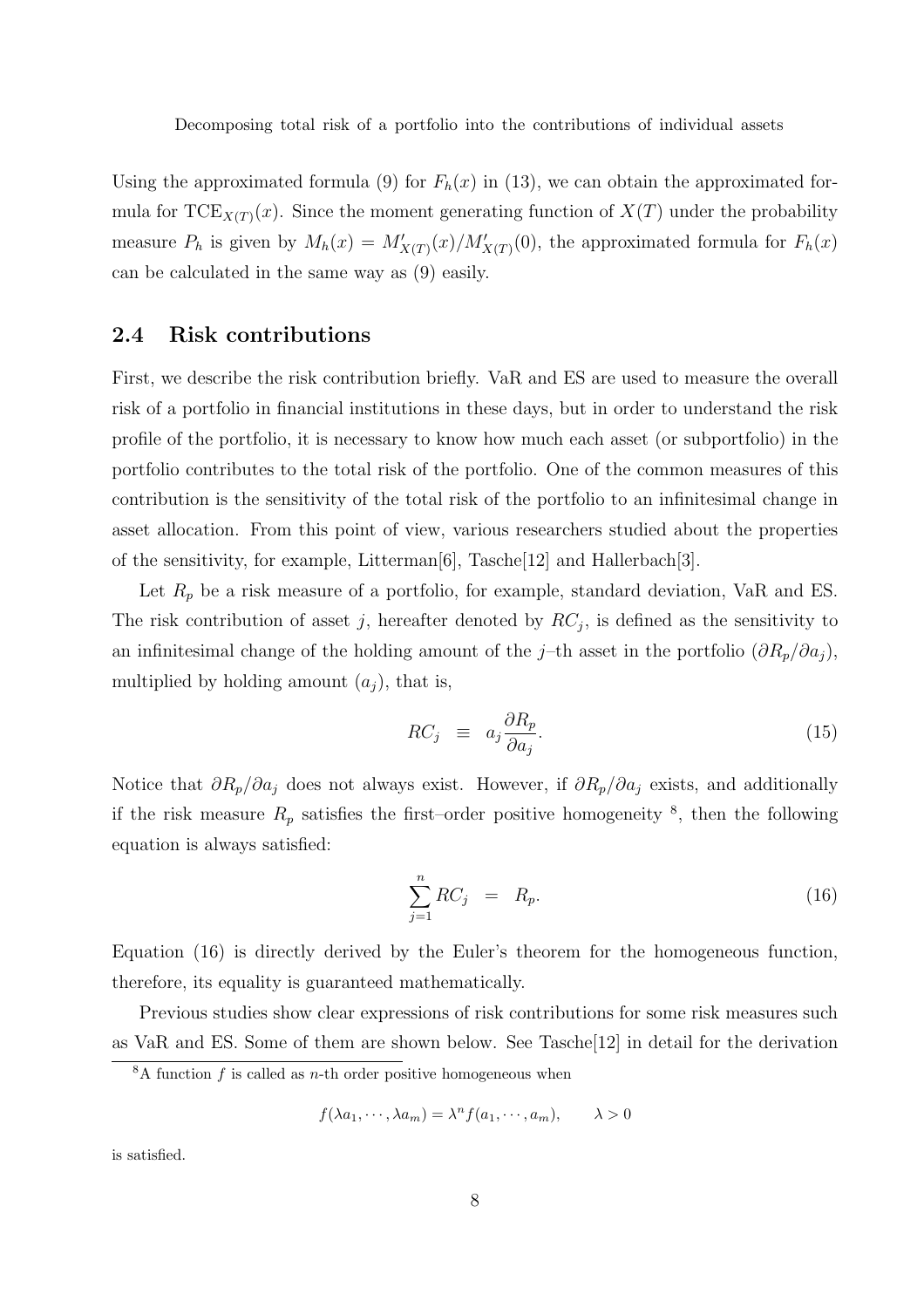Using the approximated formula (9) for $F_h(x)$ in (13), we can obtain the approximated formula for $\mathrm{TCE}_{X(T)}(x)$. Since the moment generating function of $X(T)$ under the probability measure $P_h$ is given by $M_h(x) = M'_{X(T)}(x)/M'_{X(T)}(0)$, the approximated formula for $F_h(x)$ can be calculated in the same way as (9) easily.

## 2.4 Risk contributions

First, we describe the risk contribution briefly. VaR and ES are used to measure the overall risk of a portfolio in financial institutions in these days, but in order to understand the risk profile of the portfolio, it is necessary to know how much each asset (or subportfolio) in the portfolio contributes to the total risk of the portfolio. One of the common measures of this contribution is the sensitivity of the total risk of the portfolio to an infinitesimal change in asset allocation. From this point of view, various researchers studied about the properties of the sensitivity, for example, Litterman[6], Tasche[12] and Hallerbach[3].

Let $R_p$ be a risk measure of a portfolio, for example, standard deviation, VaR and ES. The risk contribution of asset $j$, hereafter denoted by $RC_j$, is defined as the sensitivity to an infinitesimal change of the holding amount of the $j$–th asset in the portfolio $(\partial R_p/\partial a_j)$, multiplied by holding amount $(a_j)$, that is,

$$RC_j \equiv a_j \frac{\partial R_p}{\partial a_j}. \tag{15}$$

Notice that $\partial R_p/\partial a_j$ does not always exist. However, if $\partial R_p/\partial a_j$ exists, and additionally if the risk measure $R_p$ satisfies the first–order positive homogeneity [8], then the following equation is always satisfied:

$$\sum_{j=1}^{n} RC_j = R_p. \tag{16}$$

Equation (16) is directly derived by the Euler's theorem for the homogeneous function, therefore, its equality is guaranteed mathematically.

Previous studies show clear expressions of risk contributions for some risk measures such as VaR and ES. Some of them are shown below. See Tasche[12] in detail for the derivation

[8] A function $f$ is called as $n$-th order positive homogeneous when

$$f(\lambda a_1, \cdots, \lambda a_m) = \lambda^n f(a_1, \cdots, a_m), \qquad \lambda > 0$$

is satisfied.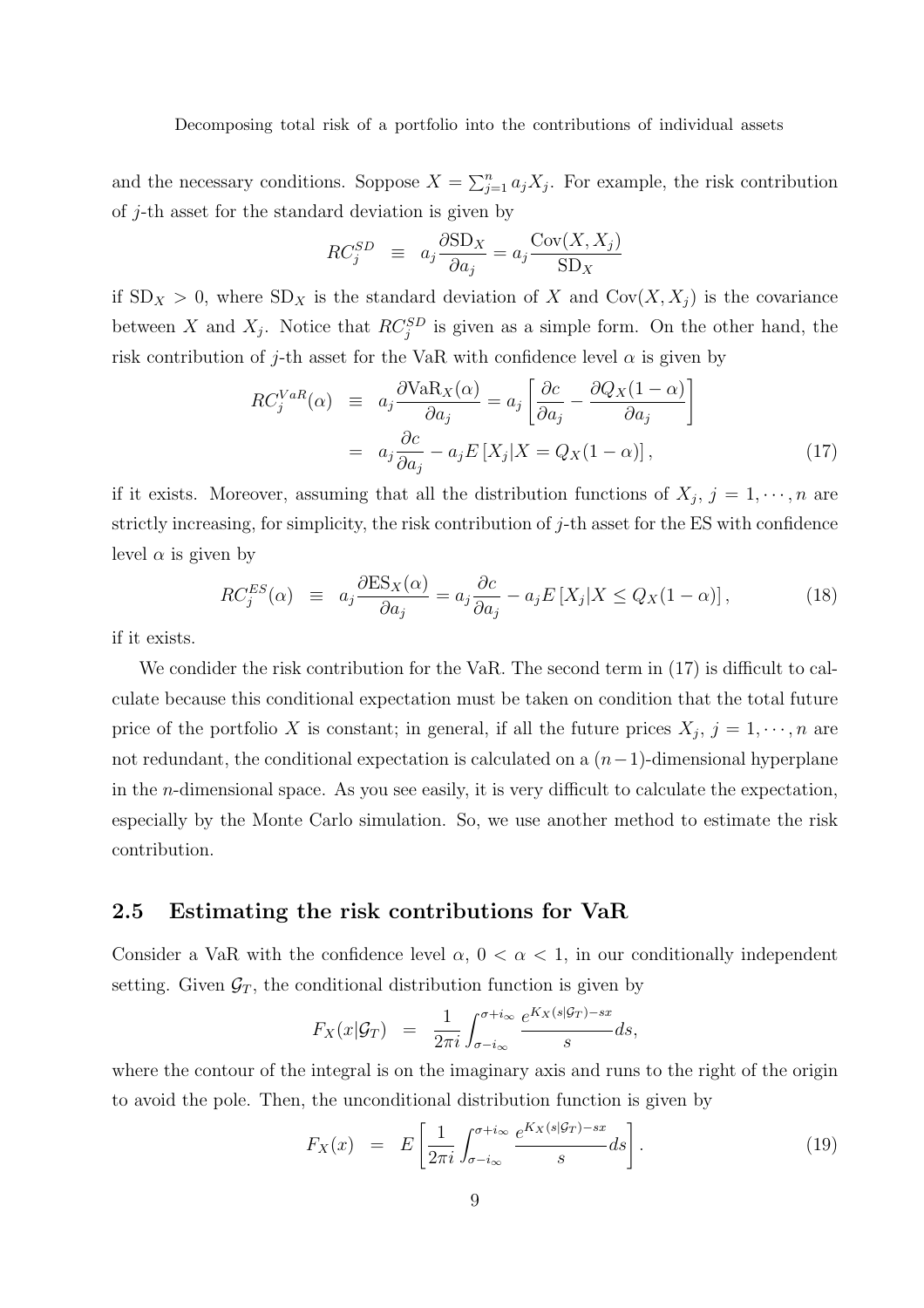and the necessary conditions. Soppose $X = \sum_{j=1}^{n} a_j X_j$. For example, the risk contribution of $j$-th asset for the standard deviation is given by

$$RC_j^{SD} \equiv a_j \frac{\partial \mathrm{SD}_X}{\partial a_j} = a_j \frac{\mathrm{Cov}(X, X_j)}{\mathrm{SD}_X}$$

if $\mathrm{SD}_X > 0$, where $\mathrm{SD}_X$ is the standard deviation of $X$ and $\mathrm{Cov}(X, X_j)$ is the covariance between $X$ and $X_j$. Notice that $RC_j^{SD}$ is given as a simple form. On the other hand, the risk contribution of $j$-th asset for the VaR with confidence level $\alpha$ is given by

$$\begin{aligned} RC_j^{VaR}(\alpha) &\equiv a_j \frac{\partial \mathrm{VaR}_X(\alpha)}{\partial a_j} = a_j \left[ \frac{\partial c}{\partial a_j} - \frac{\partial Q_X(1-\alpha)}{\partial a_j} \right] \\ &= a_j \frac{\partial c}{\partial a_j} - a_j E\left[ X_j | X = Q_X(1-\alpha) \right], \end{aligned} \tag{17}$$

if it exists. Moreover, assuming that all the distribution functions of $X_j$, $j = 1, \cdots, n$ are strictly increasing, for simplicity, the risk contribution of $j$-th asset for the ES with confidence level $\alpha$ is given by

$$RC_j^{ES}(\alpha) \equiv a_j \frac{\partial \mathrm{ES}_X(\alpha)}{\partial a_j} = a_j \frac{\partial c}{\partial a_j} - a_j E\left[ X_j | X \leq Q_X(1-\alpha) \right], \tag{18}$$

if it exists.

We condider the risk contribution for the VaR. The second term in (17) is difficult to calculate because this conditional expectation must be taken on condition that the total future price of the portfolio $X$ is constant; in general, if all the future prices $X_j$, $j = 1, \cdots, n$ are not redundant, the conditional expectation is calculated on a $(n-1)$-dimensional hyperplane in the $n$-dimensional space. As you see easily, it is very difficult to calculate the expectation, especially by the Monte Carlo simulation. So, we use another method to estimate the risk contribution.

## 2.5 Estimating the risk contributions for VaR

Consider a VaR with the confidence level $\alpha$, $0 < \alpha < 1$, in our conditionally independent setting. Given $\mathcal{G}_T$, the conditional distribution function is given by

$$F_X(x|\mathcal{G}_T) = \frac{1}{2\pi i} \int_{\sigma - i_\infty}^{\sigma + i_\infty} \frac{e^{K_X(s|\mathcal{G}_T) - sx}}{s} ds,$$

where the contour of the integral is on the imaginary axis and runs to the right of the origin to avoid the pole. Then, the unconditional distribution function is given by

$$F_X(x) = E\left[ \frac{1}{2\pi i} \int_{\sigma - i_\infty}^{\sigma + i_\infty} \frac{e^{K_X(s|\mathcal{G}_T) - sx}}{s} ds \right]. \tag{19}$$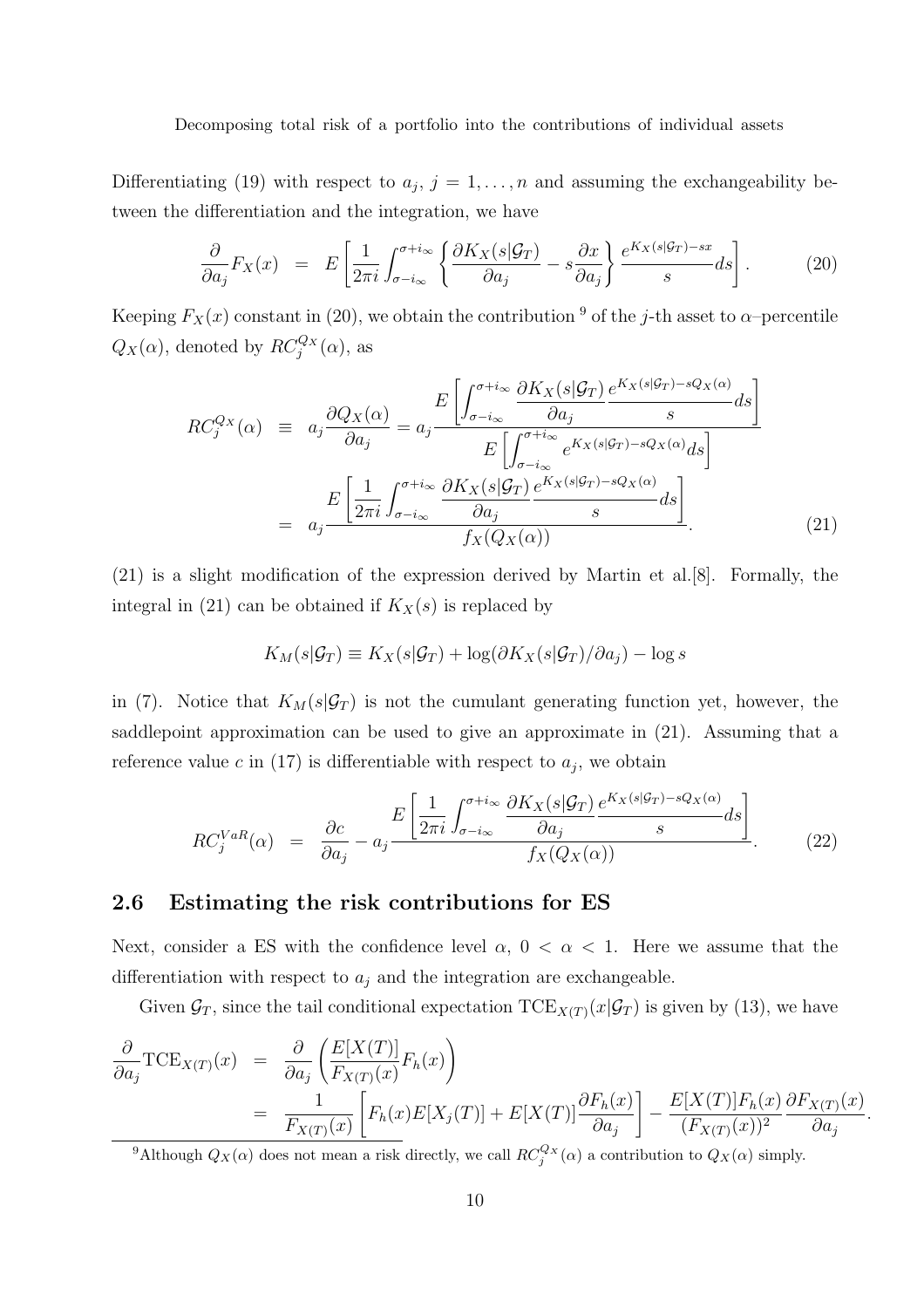Differentiating (19) with respect to $a_j$, $j = 1, \ldots, n$ and assuming the exchangeability between the differentiation and the integration, we have

$$\frac{\partial}{\partial a_j} F_X(x) = E\left[\frac{1}{2\pi i}\int_{\sigma - i_\infty}^{\sigma + i_\infty} \left\{\frac{\partial K_X(s|\mathcal{G}_T)}{\partial a_j} - s\frac{\partial x}{\partial a_j}\right\} \frac{e^{K_X(s|\mathcal{G}_T) - sx}}{s} ds\right]. \tag{20}$$

Keeping $F_X(x)$ constant in (20), we obtain the contribution [9] of the $j$-th asset to $\alpha$–percentile $Q_X(\alpha)$, denoted by $RC_j^{Q_X}(\alpha)$, as

$$\begin{aligned}
RC_j^{Q_X}(\alpha) &\equiv a_j \frac{\partial Q_X(\alpha)}{\partial a_j} = a_j \frac{E\left[\int_{\sigma - i_\infty}^{\sigma + i_\infty} \frac{\partial K_X(s|\mathcal{G}_T)}{\partial a_j} \frac{e^{K_X(s|\mathcal{G}_T) - sQ_X(\alpha)}}{s} ds\right]}{E\left[\int_{\sigma - i_\infty}^{\sigma + i_\infty} e^{K_X(s|\mathcal{G}_T) - sQ_X(\alpha)} ds\right]} \\
&= a_j \frac{E\left[\frac{1}{2\pi i}\int_{\sigma - i_\infty}^{\sigma + i_\infty} \frac{\partial K_X(s|\mathcal{G}_T)}{\partial a_j} \frac{e^{K_X(s|\mathcal{G}_T) - sQ_X(\alpha)}}{s} ds\right]}{f_X(Q_X(\alpha))}.
\end{aligned} \tag{21}$$

(21) is a slight modification of the expression derived by Martin et al.[8]. Formally, the integral in (21) can be obtained if $K_X(s)$ is replaced by

$$K_M(s|\mathcal{G}_T) \equiv K_X(s|\mathcal{G}_T) + \log(\partial K_X(s|\mathcal{G}_T)/\partial a_j) - \log s$$

in (7). Notice that $K_M(s|\mathcal{G}_T)$ is not the cumulant generating function yet, however, the saddlepoint approximation can be used to give an approximate in (21). Assuming that a reference value $c$ in (17) is differentiable with respect to $a_j$, we obtain

$$RC_j^{VaR}(\alpha) = \frac{\partial c}{\partial a_j} - a_j \frac{E\left[\frac{1}{2\pi i}\int_{\sigma - i_\infty}^{\sigma + i_\infty} \frac{\partial K_X(s|\mathcal{G}_T)}{\partial a_j} \frac{e^{K_X(s|\mathcal{G}_T) - sQ_X(\alpha)}}{s} ds\right]}{f_X(Q_X(\alpha))}. \tag{22}$$

## 2.6 Estimating the risk contributions for ES

Next, consider a ES with the confidence level $\alpha$, $0 < \alpha < 1$. Here we assume that the differentiation with respect to $a_j$ and the integration are exchangeable.

Given $\mathcal{G}_T$, since the tail conditional expectation $\mathrm{TCE}_{X(T)}(x|\mathcal{G}_T)$ is given by (13), we have

$$\begin{aligned}
\frac{\partial}{\partial a_j} \mathrm{TCE}_{X(T)}(x) &= \frac{\partial}{\partial a_j}\left(\frac{E[X(T)]}{F_{X(T)}(x)} F_h(x)\right) \\
&= \frac{1}{F_{X(T)}(x)}\left[F_h(x) E[X_j(T)] + E[X(T)]\frac{\partial F_h(x)}{\partial a_j}\right] - \frac{E[X(T)]F_h(x)}{(F_{X(T)}(x))^2}\frac{\partial F_{X(T)}(x)}{\partial a_j}.
\end{aligned}$$

[9] Although $Q_X(\alpha)$ does not mean a risk directly, we call $RC_j^{Q_X}(\alpha)$ a contribution to $Q_X(\alpha)$ simply.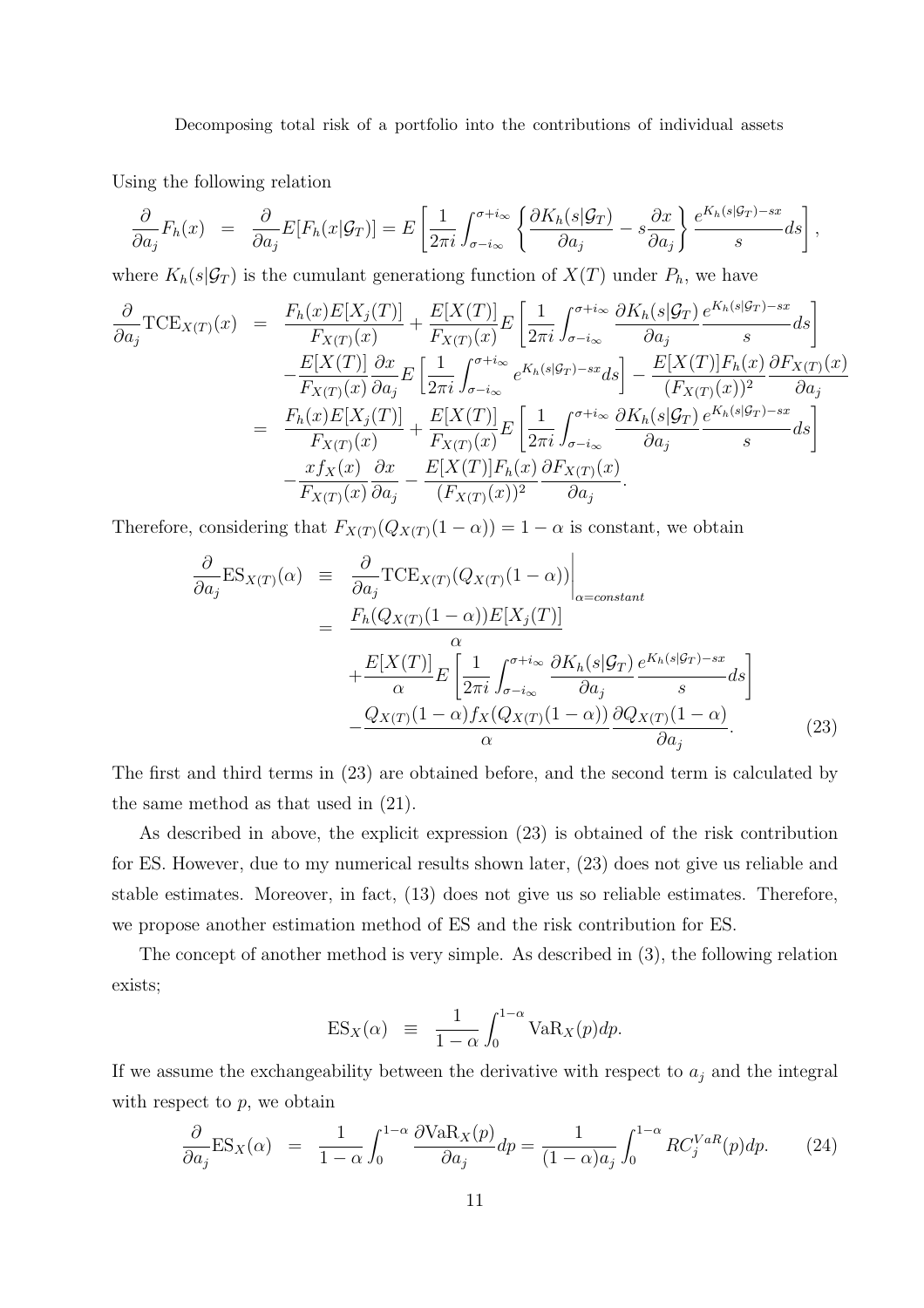Using the following relation

$$\frac{\partial}{\partial a_j} F_h(x) \;=\; \frac{\partial}{\partial a_j} E[F_h(x|\mathcal{G}_T)] = E\left[\frac{1}{2\pi i}\int_{\sigma - i_\infty}^{\sigma + i_\infty} \left\{\frac{\partial K_h(s|\mathcal{G}_T)}{\partial a_j} - s\frac{\partial x}{\partial a_j}\right\}\frac{e^{K_h(s|\mathcal{G}_T)-sx}}{s} ds\right],$$

where $K_h(s|\mathcal{G}_T)$ is the cumulant generationg function of $X(T)$ under $P_h$, we have

$$\begin{aligned}
\frac{\partial}{\partial a_j}\mathrm{TCE}_{X(T)}(x) \;&=\; \frac{F_h(x)E[X_j(T)]}{F_{X(T)}(x)} + \frac{E[X(T)]}{F_{X(T)}(x)} E\left[\frac{1}{2\pi i}\int_{\sigma - i_\infty}^{\sigma + i_\infty} \frac{\partial K_h(s|\mathcal{G}_T)}{\partial a_j}\frac{e^{K_h(s|\mathcal{G}_T)-sx}}{s} ds\right] \\
&\quad - \frac{E[X(T)]}{F_{X(T)}(x)}\frac{\partial x}{\partial a_j} E\left[\frac{1}{2\pi i}\int_{\sigma - i_\infty}^{\sigma + i_\infty} e^{K_h(s|\mathcal{G}_T)-sx} ds\right] - \frac{E[X(T)]F_h(x)}{(F_{X(T)}(x))^2}\frac{\partial F_{X(T)}(x)}{\partial a_j} \\
&=\; \frac{F_h(x)E[X_j(T)]}{F_{X(T)}(x)} + \frac{E[X(T)]}{F_{X(T)}(x)} E\left[\frac{1}{2\pi i}\int_{\sigma - i_\infty}^{\sigma + i_\infty} \frac{\partial K_h(s|\mathcal{G}_T)}{\partial a_j}\frac{e^{K_h(s|\mathcal{G}_T)-sx}}{s} ds\right] \\
&\quad - \frac{x f_X(x)}{F_{X(T)}(x)}\frac{\partial x}{\partial a_j} - \frac{E[X(T)]F_h(x)}{(F_{X(T)}(x))^2}\frac{\partial F_{X(T)}(x)}{\partial a_j}.
\end{aligned}$$

Therefore, considering that $F_{X(T)}(Q_{X(T)}(1-\alpha)) = 1-\alpha$ is constant, we obtain

$$\begin{aligned}
\frac{\partial}{\partial a_j}\mathrm{ES}_{X(T)}(\alpha) \;&\equiv\; \left.\frac{\partial}{\partial a_j}\mathrm{TCE}_{X(T)}(Q_{X(T)}(1-\alpha))\right|_{\alpha = constant} \\
&=\; \frac{F_h(Q_{X(T)}(1-\alpha))E[X_j(T)]}{\alpha} \\
&\quad + \frac{E[X(T)]}{\alpha} E\left[\frac{1}{2\pi i}\int_{\sigma - i_\infty}^{\sigma + i_\infty} \frac{\partial K_h(s|\mathcal{G}_T)}{\partial a_j}\frac{e^{K_h(s|\mathcal{G}_T)-sx}}{s} ds\right] \\
&\quad - \frac{Q_{X(T)}(1-\alpha) f_X(Q_{X(T)}(1-\alpha))}{\alpha}\frac{\partial Q_{X(T)}(1-\alpha)}{\partial a_j}. \qquad (23)
\end{aligned}$$

The first and third terms in (23) are obtained before, and the second term is calculated by the same method as that used in (21).

As described in above, the explicit expression (23) is obtained of the risk contribution for ES. However, due to my numerical results shown later, (23) does not give us reliable and stable estimates. Moreover, in fact, (13) does not give us so reliable estimates. Therefore, we propose another estimation method of ES and the risk contribution for ES.

The concept of another method is very simple. As described in (3), the following relation exists;

$$\mathrm{ES}_X(\alpha) \;\equiv\; \frac{1}{1-\alpha}\int_0^{1-\alpha} \mathrm{VaR}_X(p)dp.$$

If we assume the exchangeability between the derivative with respect to $a_j$ and the integral with respect to $p$, we obtain

$$\frac{\partial}{\partial a_j}\mathrm{ES}_X(\alpha) \;=\; \frac{1}{1-\alpha}\int_0^{1-\alpha} \frac{\partial \mathrm{VaR}_X(p)}{\partial a_j} dp = \frac{1}{(1-\alpha)a_j}\int_0^{1-\alpha} RC_j^{VaR}(p)dp. \qquad (24)$$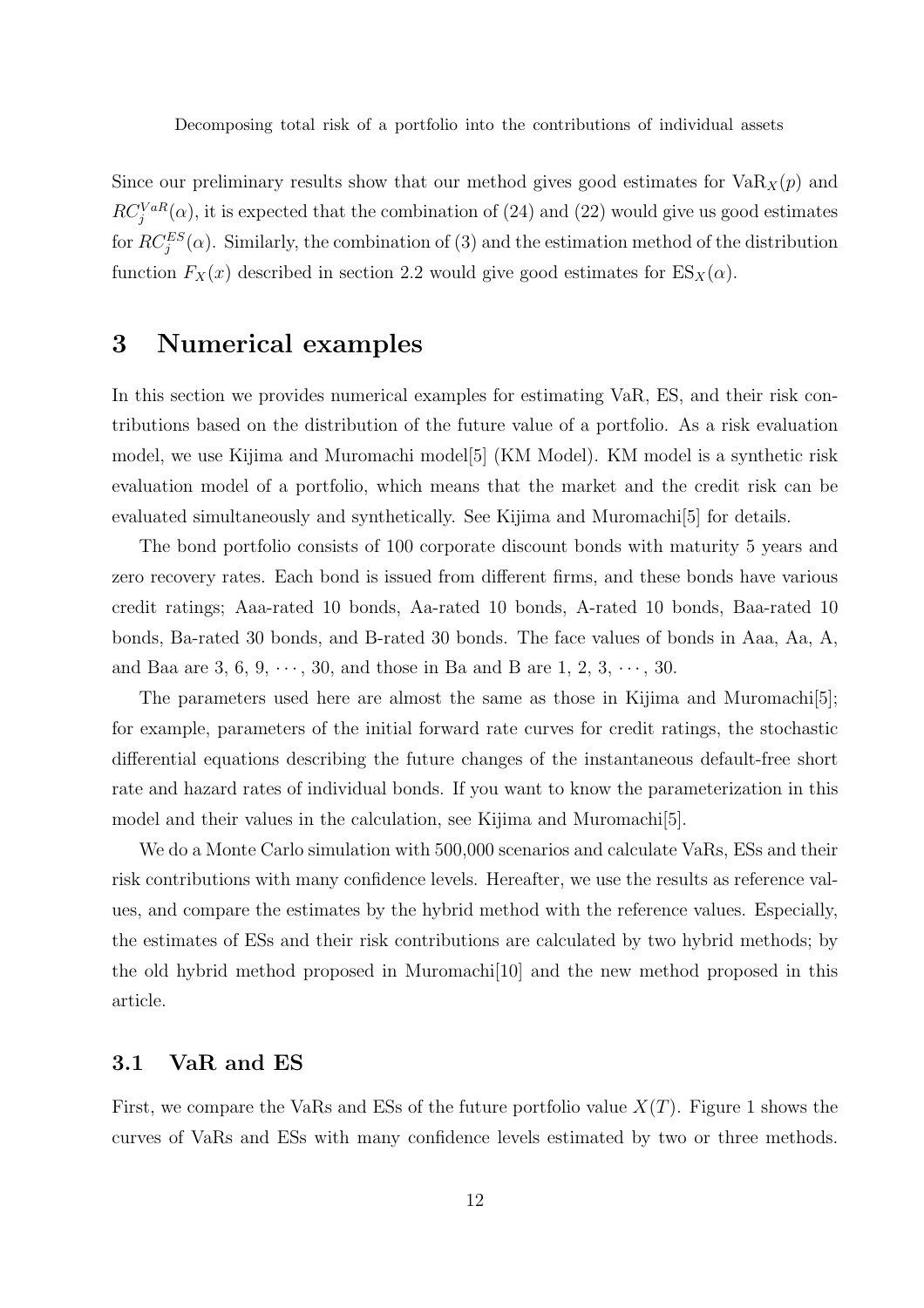Since our preliminary results show that our method gives good estimates for $\mathrm{VaR}_X(p)$ and $RC_j^{VaR}(\alpha)$, it is expected that the combination of (24) and (22) would give us good estimates for $RC_j^{ES}(\alpha)$. Similarly, the combination of (3) and the estimation method of the distribution function $F_X(x)$ described in section 2.2 would give good estimates for $\mathrm{ES}_X(\alpha)$.

# 3 Numerical examples

In this section we provides numerical examples for estimating VaR, ES, and their risk contributions based on the distribution of the future value of a portfolio. As a risk evaluation model, we use Kijima and Muromachi model[5] (KM Model). KM model is a synthetic risk evaluation model of a portfolio, which means that the market and the credit risk can be evaluated simultaneously and synthetically. See Kijima and Muromachi[5] for details.

The bond portfolio consists of 100 corporate discount bonds with maturity 5 years and zero recovery rates. Each bond is issued from different firms, and these bonds have various credit ratings; Aaa-rated 10 bonds, Aa-rated 10 bonds, A-rated 10 bonds, Baa-rated 10 bonds, Ba-rated 30 bonds, and B-rated 30 bonds. The face values of bonds in Aaa, Aa, A, and Baa are 3, 6, 9, $\cdots$, 30, and those in Ba and B are 1, 2, 3, $\cdots$, 30.

The parameters used here are almost the same as those in Kijima and Muromachi[5]; for example, parameters of the initial forward rate curves for credit ratings, the stochastic differential equations describing the future changes of the instantaneous default-free short rate and hazard rates of individual bonds. If you want to know the parameterization in this model and their values in the calculation, see Kijima and Muromachi[5].

We do a Monte Carlo simulation with 500,000 scenarios and calculate VaRs, ESs and their risk contributions with many confidence levels. Hereafter, we use the results as reference values, and compare the estimates by the hybrid method with the reference values. Especially, the estimates of ESs and their risk contributions are calculated by two hybrid methods; by the old hybrid method proposed in Muromachi[10] and the new method proposed in this article.

## 3.1 VaR and ES

First, we compare the VaRs and ESs of the future portfolio value $X(T)$. Figure 1 shows the curves of VaRs and ESs with many confidence levels estimated by two or three methods.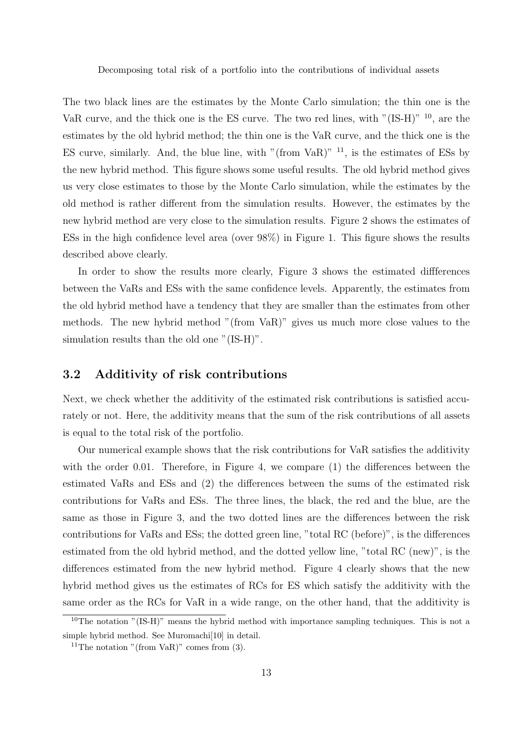The two black lines are the estimates by the Monte Carlo simulation; the thin one is the VaR curve, and the thick one is the ES curve. The two red lines, with "(IS-H)" [10], are the estimates by the old hybrid method; the thin one is the VaR curve, and the thick one is the ES curve, similarly. And, the blue line, with "(from VaR)" [11], is the estimates of ESs by the new hybrid method. This figure shows some useful results. The old hybrid method gives us very close estimates to those by the Monte Carlo simulation, while the estimates by the old method is rather different from the simulation results. However, the estimates by the new hybrid method are very close to the simulation results. Figure 2 shows the estimates of ESs in the high confidence level area (over 98%) in Figure 1. This figure shows the results described above clearly.

In order to show the results more clearly, Figure 3 shows the estimated diffferences between the VaRs and ESs with the same confidence levels. Apparently, the estimates from the old hybrid method have a tendency that they are smaller than the estimates from other methods. The new hybrid method "(from VaR)" gives us much more close values to the simulation results than the old one "(IS-H)".

### 3.2 Additivity of risk contributions

Next, we check whether the additivity of the estimated risk contributions is satisfied accurately or not. Here, the additivity means that the sum of the risk contributions of all assets is equal to the total risk of the portfolio.

Our numerical example shows that the risk contributions for VaR satisfies the additivity with the order 0.01. Therefore, in Figure 4, we compare (1) the differences between the estimated VaRs and ESs and (2) the differences between the sums of the estimated risk contributions for VaRs and ESs. The three lines, the black, the red and the blue, are the same as those in Figure 3, and the two dotted lines are the differences between the risk contributions for VaRs and ESs; the dotted green line, "total RC (before)", is the differences estimated from the old hybrid method, and the dotted yellow line, "total RC (new)", is the differences estimated from the new hybrid method. Figure 4 clearly shows that the new hybrid method gives us the estimates of RCs for ES which satisfy the additivity with the same order as the RCs for VaR in a wide range, on the other hand, that the additivity is

[10] The notation "(IS-H)" means the hybrid method with importance sampling techniques. This is not a simple hybrid method. See Muromachi[10] in detail.

[11] The notation "(from VaR)" comes from (3).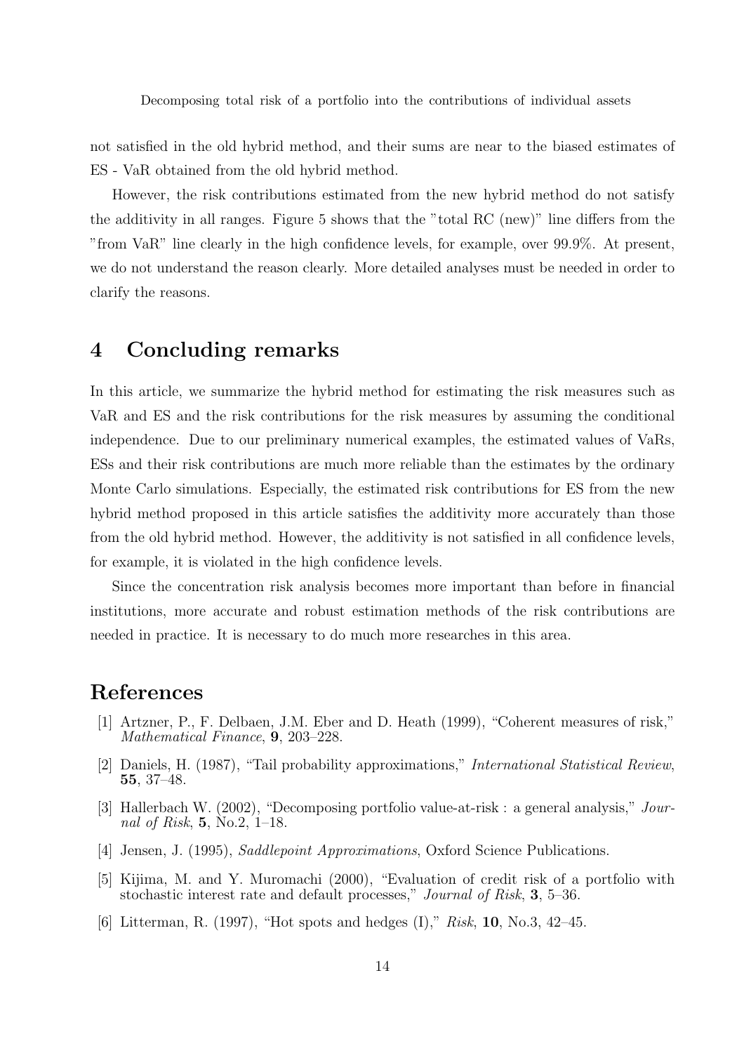not satisfied in the old hybrid method, and their sums are near to the biased estimates of ES - VaR obtained from the old hybrid method.

However, the risk contributions estimated from the new hybrid method do not satisfy the additivity in all ranges. Figure 5 shows that the "total RC (new)" line differs from the "from VaR" line clearly in the high confidence levels, for example, over 99.9%. At present, we do not understand the reason clearly. More detailed analyses must be needed in order to clarify the reasons.

## 4 Concluding remarks

In this article, we summarize the hybrid method for estimating the risk measures such as VaR and ES and the risk contributions for the risk measures by assuming the conditional independence. Due to our preliminary numerical examples, the estimated values of VaRs, ESs and their risk contributions are much more reliable than the estimates by the ordinary Monte Carlo simulations. Especially, the estimated risk contributions for ES from the new hybrid method proposed in this article satisfies the additivity more accurately than those from the old hybrid method. However, the additivity is not satisfied in all confidence levels, for example, it is violated in the high confidence levels.

Since the concentration risk analysis becomes more important than before in financial institutions, more accurate and robust estimation methods of the risk contributions are needed in practice. It is necessary to do much more researches in this area.

## References

[1] Artzner, P., F. Delbaen, J.M. Eber and D. Heath (1999), "Coherent measures of risk," *Mathematical Finance*, **9**, 203–228.

[2] Daniels, H. (1987), "Tail probability approximations," *International Statistical Review*, **55**, 37–48.

[3] Hallerbach W. (2002), "Decomposing portfolio value-at-risk : a general analysis," *Journal of Risk*, **5**, No.2, 1–18.

[4] Jensen, J. (1995), *Saddlepoint Approximations*, Oxford Science Publications.

[5] Kijima, M. and Y. Muromachi (2000), "Evaluation of credit risk of a portfolio with stochastic interest rate and default processes," *Journal of Risk*, **3**, 5–36.

[6] Litterman, R. (1997), "Hot spots and hedges (I)," *Risk*, **10**, No.3, 42–45.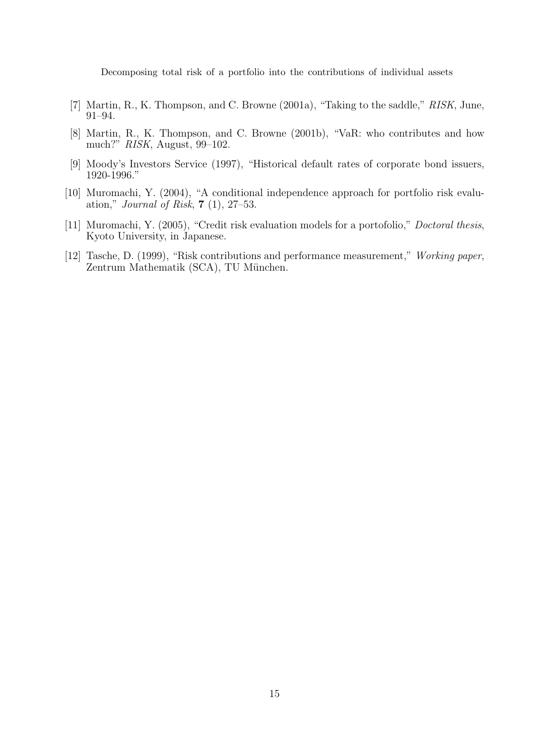[7] Martin, R., K. Thompson, and C. Browne (2001a), "Taking to the saddle," *RISK*, June, 91–94.

[8] Martin, R., K. Thompson, and C. Browne (2001b), "VaR: who contributes and how much?" *RISK*, August, 99–102.

[9] Moody's Investors Service (1997), "Historical default rates of corporate bond issuers, 1920-1996."

[10] Muromachi, Y. (2004), "A conditional independence approach for portfolio risk evaluation," *Journal of Risk*, **7** (1), 27–53.

[11] Muromachi, Y. (2005), "Credit risk evaluation models for a portofolio," *Doctoral thesis*, Kyoto University, in Japanese.

[12] Tasche, D. (1999), "Risk contributions and performance measurement," *Working paper*, Zentrum Mathematik (SCA), TU München.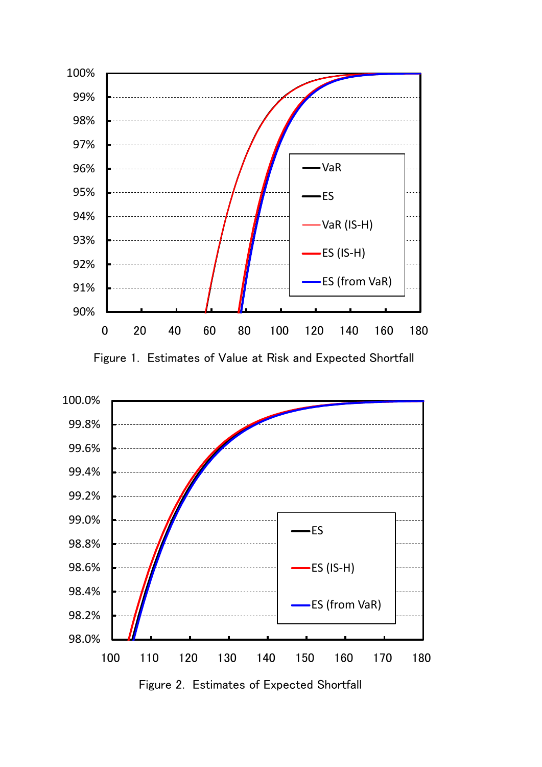Figure 1. Estimates of Value at Risk and Expected Shortfall

Figure 2. Estimates of Expected Shortfall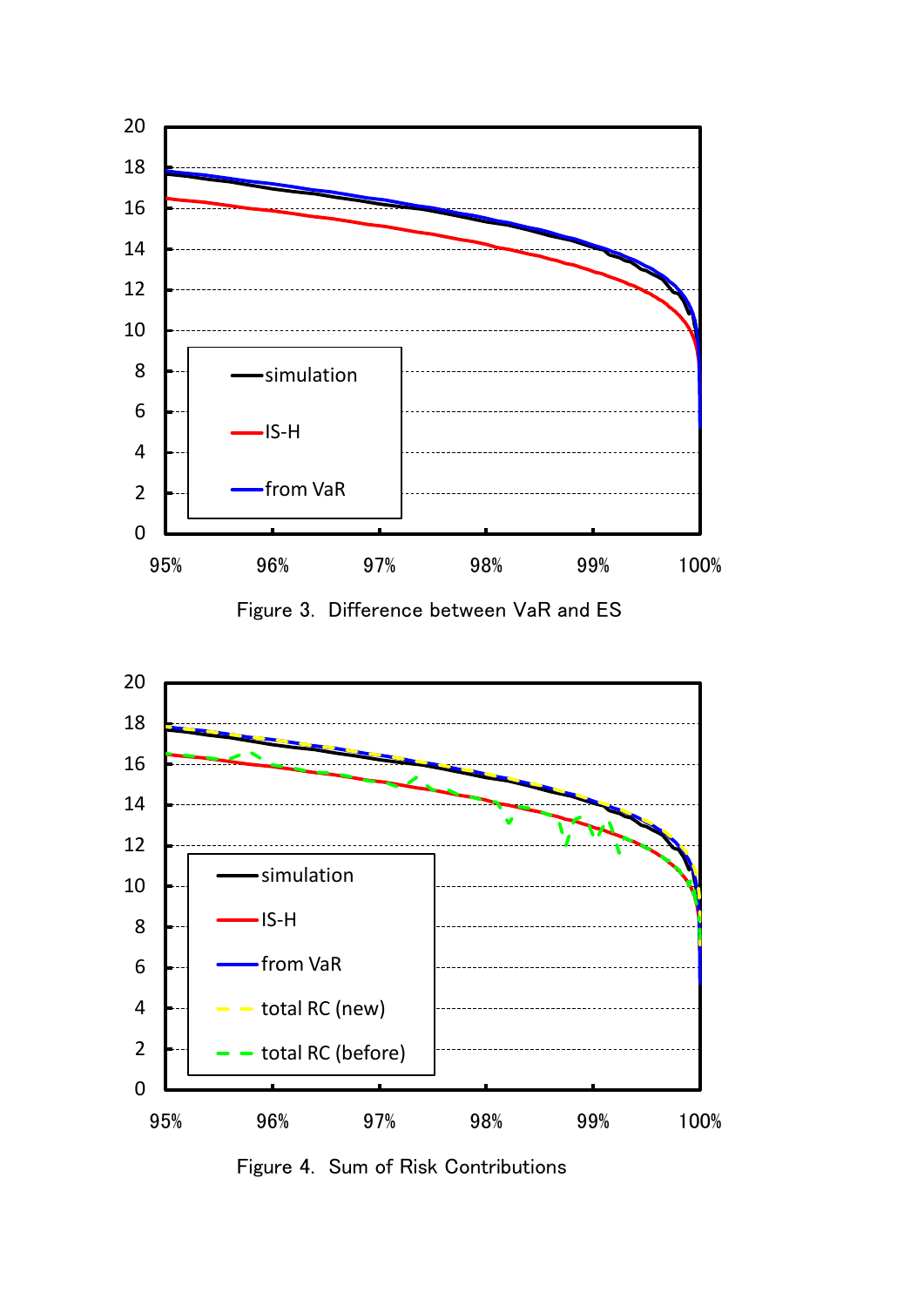Figure 3. Difference between VaR and ES

Figure 4. Sum of Risk Contributions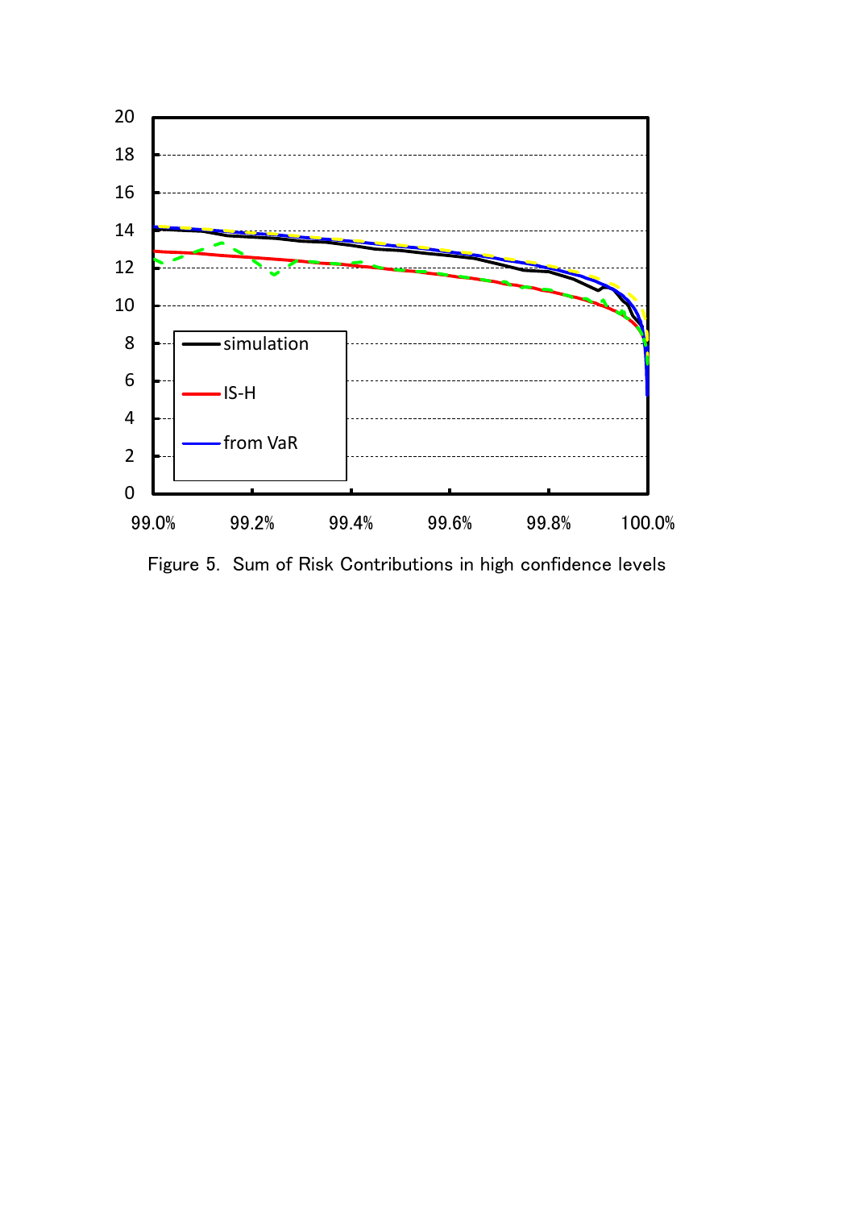20
18
16
14
12
10
8
6
4
2
0

99.0%
99.2%
99.4%
99.6%
99.8%
100.0%

simulation
IS-H
from VaR

Figure 5. Sum of Risk Contributions in high confidence levels